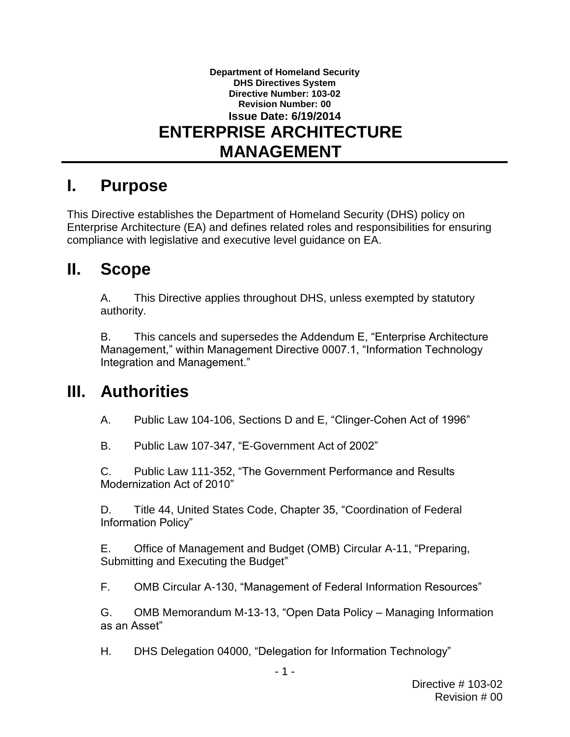**Department of Homeland Security**
**DHS Directives System**
**Directive Number: 103-02**
**Revision Number: 00**
**Issue Date: 6/19/2014**

# ENTERPRISE ARCHITECTURE MANAGEMENT

## I. Purpose

This Directive establishes the Department of Homeland Security (DHS) policy on Enterprise Architecture (EA) and defines related roles and responsibilities for ensuring compliance with legislative and executive level guidance on EA.

## II. Scope

A. This Directive applies throughout DHS, unless exempted by statutory authority.

B. This cancels and supersedes the Addendum E, "Enterprise Architecture Management," within Management Directive 0007.1, "Information Technology Integration and Management."

## III. Authorities

A. Public Law 104-106, Sections D and E, "Clinger-Cohen Act of 1996"

B. Public Law 107-347, "E-Government Act of 2002"

C. Public Law 111-352, "The Government Performance and Results Modernization Act of 2010"

D. Title 44, United States Code, Chapter 35, "Coordination of Federal Information Policy"

E. Office of Management and Budget (OMB) Circular A-11, "Preparing, Submitting and Executing the Budget"

F. OMB Circular A-130, "Management of Federal Information Resources"

G. OMB Memorandum M-13-13, "Open Data Policy – Managing Information as an Asset"

H. DHS Delegation 04000, "Delegation for Information Technology"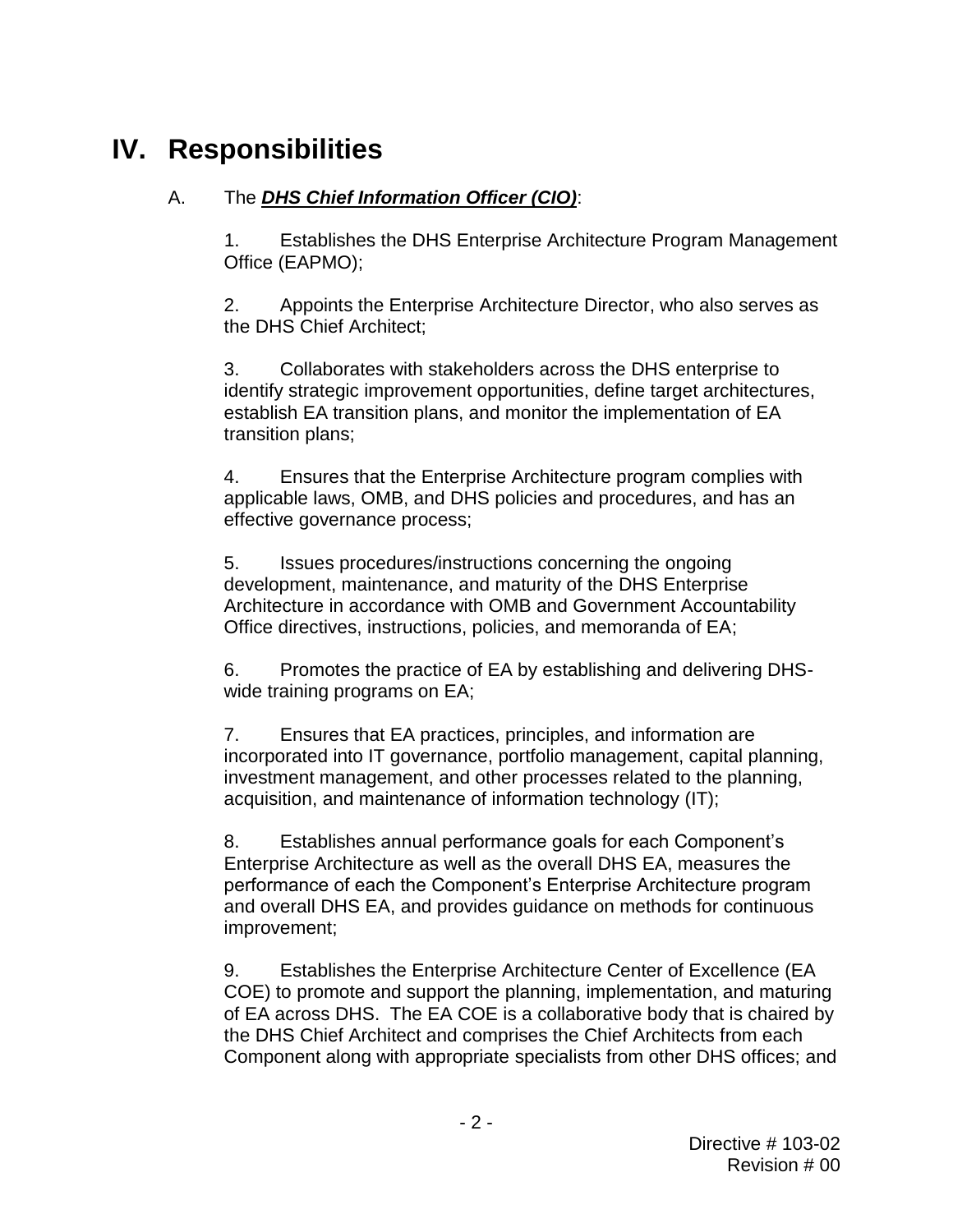# IV. Responsibilities

A. The ***DHS Chief Information Officer (CIO)***:

1. Establishes the DHS Enterprise Architecture Program Management Office (EAPMO);

2. Appoints the Enterprise Architecture Director, who also serves as the DHS Chief Architect;

3. Collaborates with stakeholders across the DHS enterprise to identify strategic improvement opportunities, define target architectures, establish EA transition plans, and monitor the implementation of EA transition plans;

4. Ensures that the Enterprise Architecture program complies with applicable laws, OMB, and DHS policies and procedures, and has an effective governance process;

5. Issues procedures/instructions concerning the ongoing development, maintenance, and maturity of the DHS Enterprise Architecture in accordance with OMB and Government Accountability Office directives, instructions, policies, and memoranda of EA;

6. Promotes the practice of EA by establishing and delivering DHS-wide training programs on EA;

7. Ensures that EA practices, principles, and information are incorporated into IT governance, portfolio management, capital planning, investment management, and other processes related to the planning, acquisition, and maintenance of information technology (IT);

8. Establishes annual performance goals for each Component's Enterprise Architecture as well as the overall DHS EA, measures the performance of each the Component's Enterprise Architecture program and overall DHS EA, and provides guidance on methods for continuous improvement;

9. Establishes the Enterprise Architecture Center of Excellence (EA COE) to promote and support the planning, implementation, and maturing of EA across DHS. The EA COE is a collaborative body that is chaired by the DHS Chief Architect and comprises the Chief Architects from each Component along with appropriate specialists from other DHS offices; and

Directive # 103-02
Revision # 00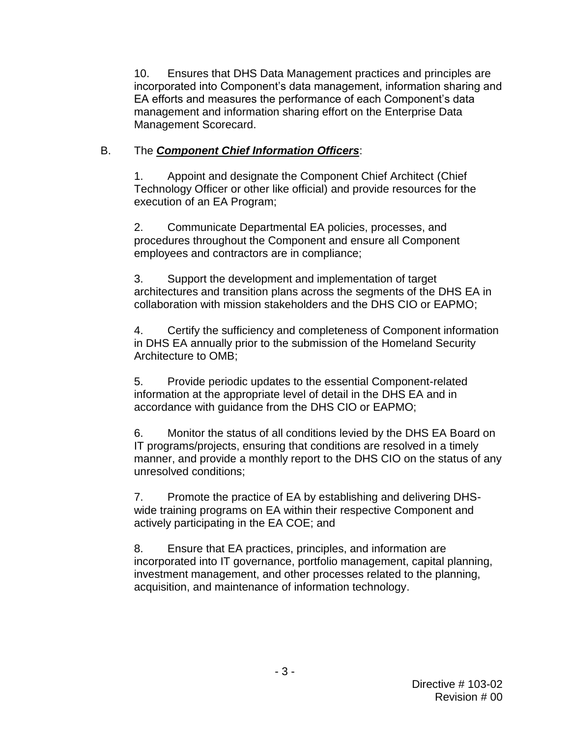10. Ensures that DHS Data Management practices and principles are incorporated into Component's data management, information sharing and EA efforts and measures the performance of each Component's data management and information sharing effort on the Enterprise Data Management Scorecard.

B. The ***Component Chief Information Officers***:

1. Appoint and designate the Component Chief Architect (Chief Technology Officer or other like official) and provide resources for the execution of an EA Program;

2. Communicate Departmental EA policies, processes, and procedures throughout the Component and ensure all Component employees and contractors are in compliance;

3. Support the development and implementation of target architectures and transition plans across the segments of the DHS EA in collaboration with mission stakeholders and the DHS CIO or EAPMO;

4. Certify the sufficiency and completeness of Component information in DHS EA annually prior to the submission of the Homeland Security Architecture to OMB;

5. Provide periodic updates to the essential Component-related information at the appropriate level of detail in the DHS EA and in accordance with guidance from the DHS CIO or EAPMO;

6. Monitor the status of all conditions levied by the DHS EA Board on IT programs/projects, ensuring that conditions are resolved in a timely manner, and provide a monthly report to the DHS CIO on the status of any unresolved conditions;

7. Promote the practice of EA by establishing and delivering DHS-wide training programs on EA within their respective Component and actively participating in the EA COE; and

8. Ensure that EA practices, principles, and information are incorporated into IT governance, portfolio management, capital planning, investment management, and other processes related to the planning, acquisition, and maintenance of information technology.

Directive # 103-02
Revision # 00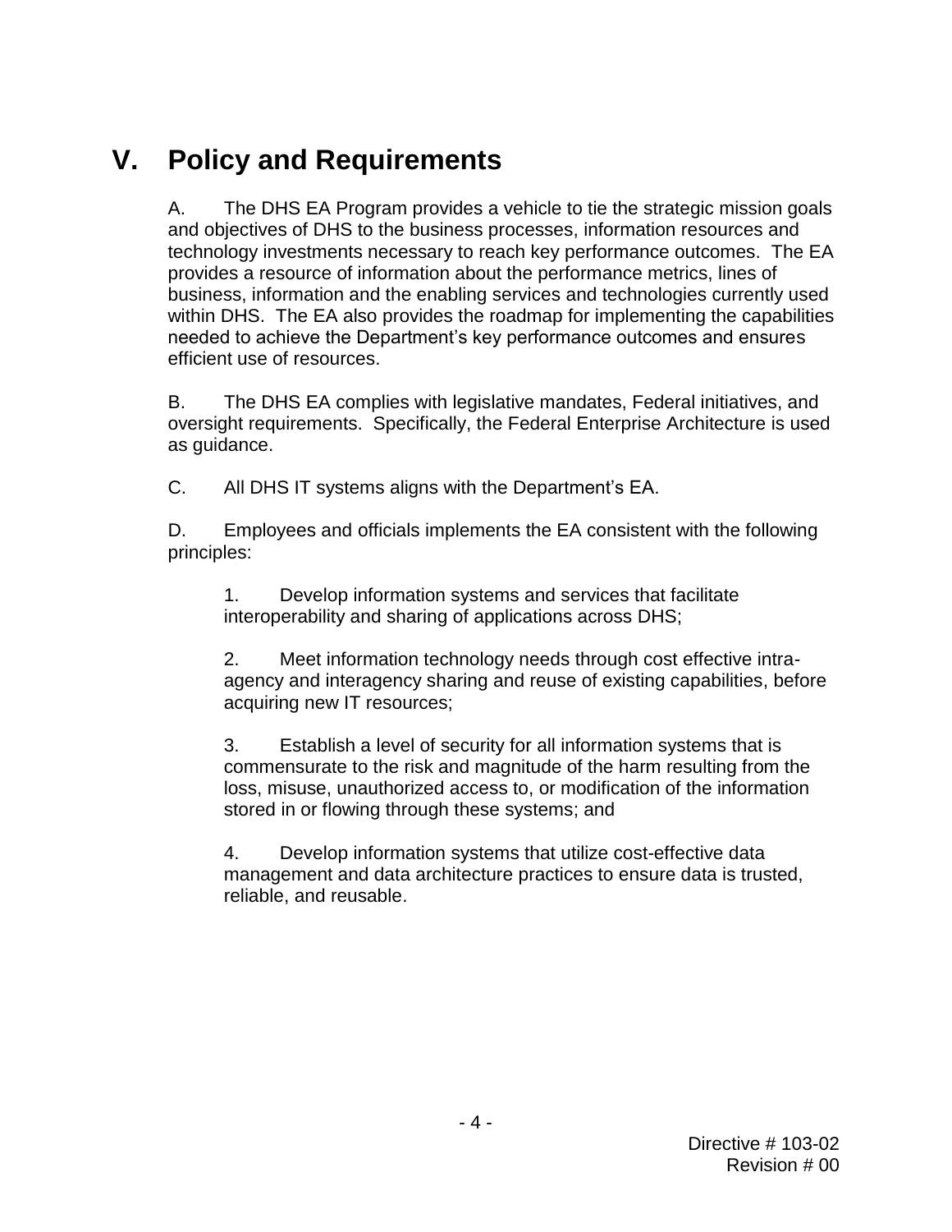# V. Policy and Requirements

A. The DHS EA Program provides a vehicle to tie the strategic mission goals and objectives of DHS to the business processes, information resources and technology investments necessary to reach key performance outcomes. The EA provides a resource of information about the performance metrics, lines of business, information and the enabling services and technologies currently used within DHS. The EA also provides the roadmap for implementing the capabilities needed to achieve the Department's key performance outcomes and ensures efficient use of resources.

B. The DHS EA complies with legislative mandates, Federal initiatives, and oversight requirements. Specifically, the Federal Enterprise Architecture is used as guidance.

C. All DHS IT systems aligns with the Department's EA.

D. Employees and officials implements the EA consistent with the following principles:

1. Develop information systems and services that facilitate interoperability and sharing of applications across DHS;

2. Meet information technology needs through cost effective intra-agency and interagency sharing and reuse of existing capabilities, before acquiring new IT resources;

3. Establish a level of security for all information systems that is commensurate to the risk and magnitude of the harm resulting from the loss, misuse, unauthorized access to, or modification of the information stored in or flowing through these systems; and

4. Develop information systems that utilize cost-effective data management and data architecture practices to ensure data is trusted, reliable, and reusable.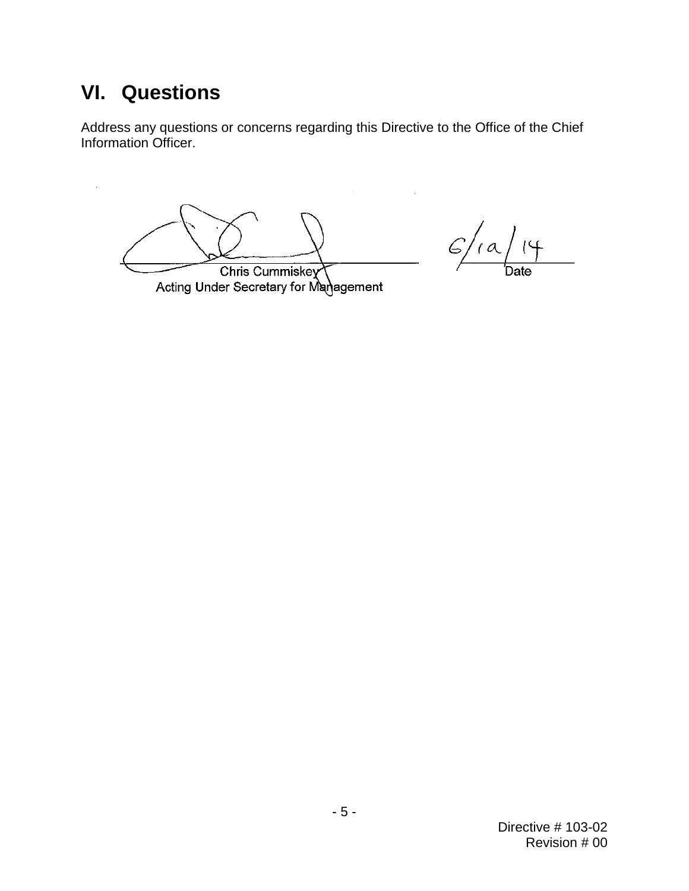## VI. Questions

Address any questions or concerns regarding this Directive to the Office of the Chief Information Officer.

Chris Cummiskey
Acting Under Secretary for Management

6/12/14
Date

Directive # 103-02
Revision # 00